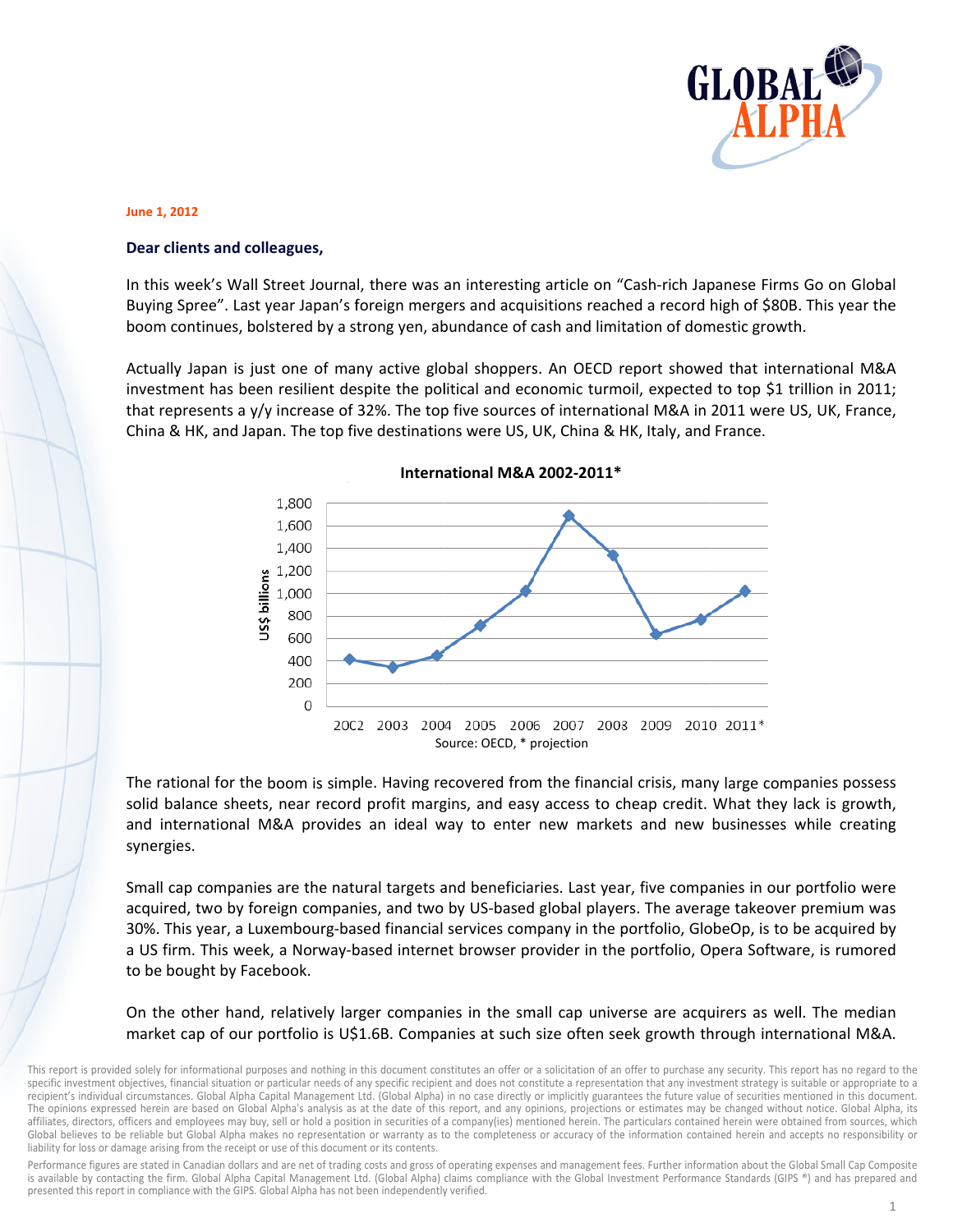June 1, 2012

**Dear clients and colleagues,**

In this week's Wall Street Journal, there was an interesting article on "Cash-rich Japanese Firms Go on Global Buying Spree". Last year Japan's foreign mergers and acquisitions reached a record high of $80B. This year the boom continues, bolstered by a strong yen, abundance of cash and limitation of domestic growth.

Actually Japan is just one of many active global shoppers. An OECD report showed that international M&A investment has been resilient despite the political and economic turmoil, expected to top $1 trillion in 2011; that represents a y/y increase of 32%. The top five sources of international M&A in 2011 were US, UK, France, China & HK, and Japan. The top five destinations were US, UK, China & HK, Italy, and France.

**International M&A 2002-2011***

Source: OECD, * projection

The rational for the boom is simple. Having recovered from the financial crisis, many large companies possess solid balance sheets, near record profit margins, and easy access to cheap credit. What they lack is growth, and international M&A provides an ideal way to enter new markets and new businesses while creating synergies.

Small cap companies are the natural targets and beneficiaries. Last year, five companies in our portfolio were acquired, two by foreign companies, and two by US-based global players. The average takeover premium was 30%. This year, a Luxembourg-based financial services company in the portfolio, GlobeOp, is to be acquired by a US firm. This week, a Norway-based internet browser provider in the portfolio, Opera Software, is rumored to be bought by Facebook.

On the other hand, relatively larger companies in the small cap universe are acquirers as well. The median market cap of our portfolio is U$1.6B. Companies at such size often seek growth through international M&A.

This report is provided solely for informational purposes and nothing in this document constitutes an offer or a solicitation of an offer to purchase any security. This report has no regard to the specific investment objectives, financial situation or particular needs of any specific recipient and does not constitute a representation that any investment strategy is suitable or appropriate to a recipient's individual circumstances. Global Alpha Capital Management Ltd. (Global Alpha) in no case directly or implicitly guarantees the future value of securities mentioned in this document. The opinions expressed herein are based on Global Alpha's analysis as at the date of this report, and any opinions, projections or estimates may be changed without notice. Global Alpha, its affiliates, directors, officers and employees may buy, sell or hold a position in securities of a company(ies) mentioned herein. The particulars contained herein were obtained from sources, which Global believes to be reliable but Global Alpha makes no representation or warranty as to the completeness or accuracy of the information contained herein and accepts no responsibility or liability for loss or damage arising from the receipt or use of this document or its contents.

Performance figures are stated in Canadian dollars and are net of trading costs and gross of operating expenses and management fees. Further information about the Global Small Cap Composite is available by contacting the firm. Global Alpha Capital Management Ltd. (Global Alpha) claims compliance with the Global Investment Performance Standards (GIPS ®) and has prepared and presented this report in compliance with the GIPS. Global Alpha has not been independently verified.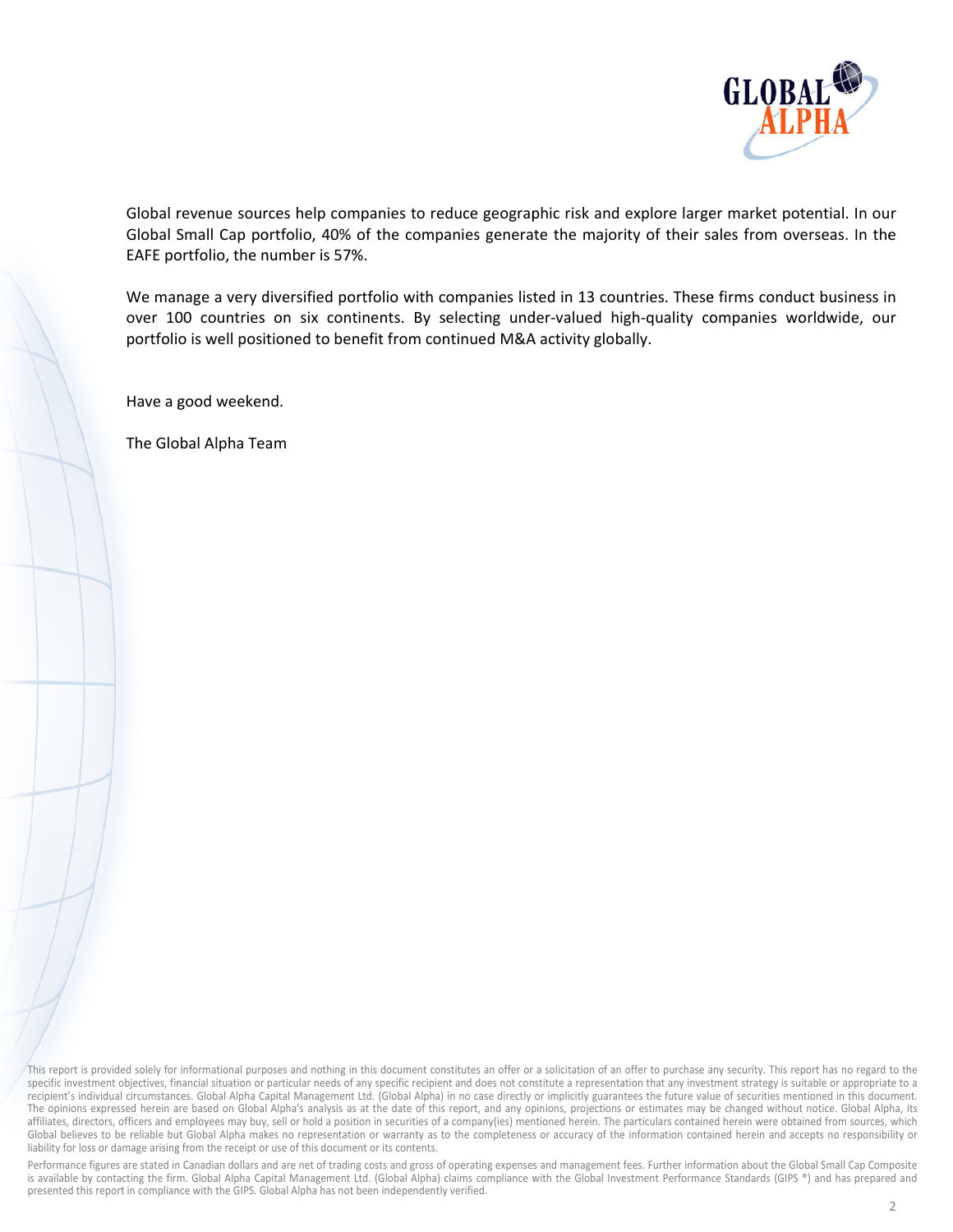Global revenue sources help companies to reduce geographic risk and explore larger market potential. In our Global Small Cap portfolio, 40% of the companies generate the majority of their sales from overseas. In the EAFE portfolio, the number is 57%.

We manage a very diversified portfolio with companies listed in 13 countries. These firms conduct business in over 100 countries on six continents. By selecting under-valued high-quality companies worldwide, our portfolio is well positioned to benefit from continued M&A activity globally.

Have a good weekend.

The Global Alpha Team

This report is provided solely for informational purposes and nothing in this document constitutes an offer or a solicitation of an offer to purchase any security. This report has no regard to the specific investment objectives, financial situation or particular needs of any specific recipient and does not constitute a representation that any investment strategy is suitable or appropriate to a recipient's individual circumstances. Global Alpha Capital Management Ltd. (Global Alpha) in no case directly or implicitly guarantees the future value of securities mentioned in this document. The opinions expressed herein are based on Global Alpha's analysis as at the date of this report, and any opinions, projections or estimates may be changed without notice. Global Alpha, its affiliates, directors, officers and employees may buy, sell or hold a position in securities of a company(ies) mentioned herein. The particulars contained herein were obtained from sources, which Global believes to be reliable but Global Alpha makes no representation or warranty as to the completeness or accuracy of the information contained herein and accepts no responsibility or liability for loss or damage arising from the receipt or use of this document or its contents.

Performance figures are stated in Canadian dollars and are net of trading costs and gross of operating expenses and management fees. Further information about the Global Small Cap Composite is available by contacting the firm. Global Alpha Capital Management Ltd. (Global Alpha) claims compliance with the Global Investment Performance Standards (GIPS ®) and has prepared and presented this report in compliance with the GIPS. Global Alpha has not been independently verified.